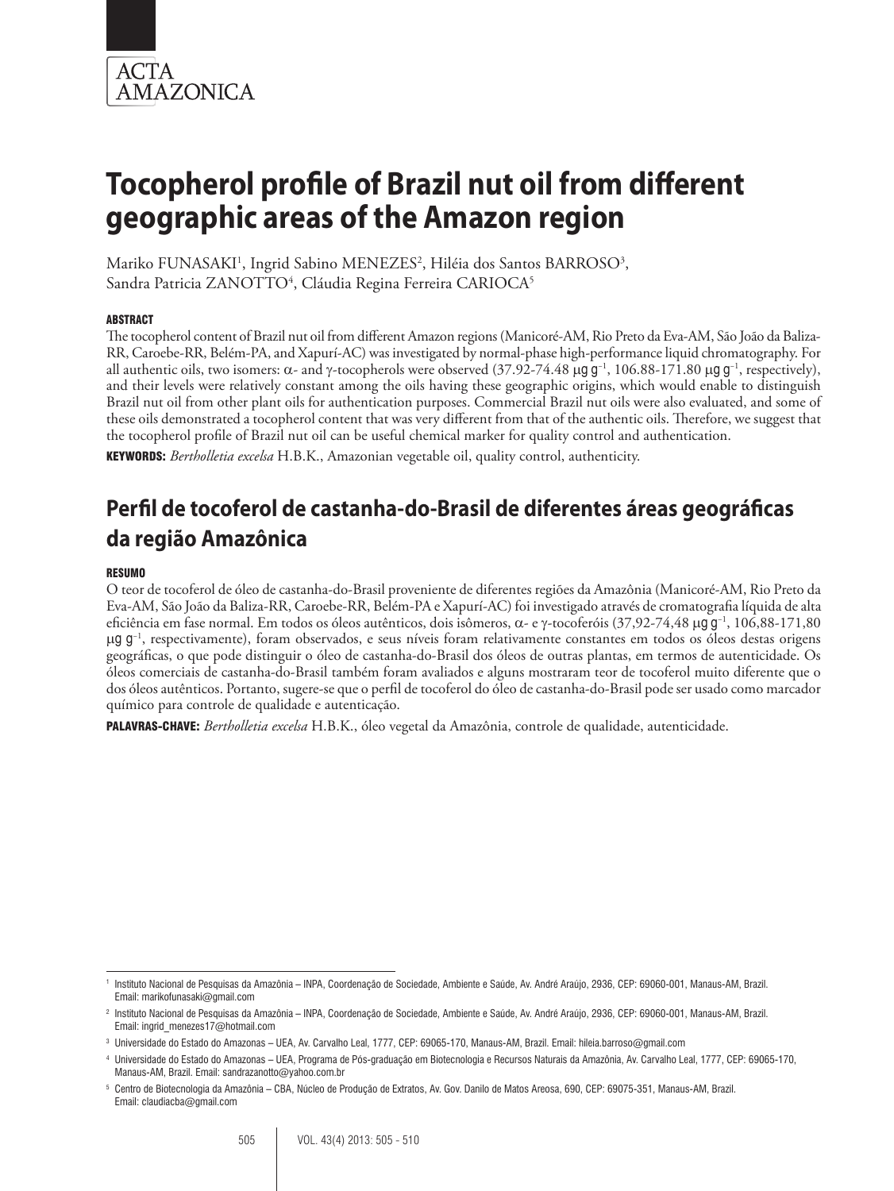# Tocopherol profile of Brazil nut oil from different geographic areas of the Amazon region

Mariko FUNASAKI[1], Ingrid Sabino MENEZES[2], Hiléia dos Santos BARROSO[3], Sandra Patricia ZANOTTO[4], Cláudia Regina Ferreira CARIOCA[5]

## ABSTRACT

The tocopherol content of Brazil nut oil from different Amazon regions (Manicoré-AM, Rio Preto da Eva-AM, São João da Baliza-RR, Caroebe-RR, Belém-PA, and Xapurí-AC) was investigated by normal-phase high-performance liquid chromatography. For all authentic oils, two isomers: α- and γ-tocopherols were observed (37.92-74.48 μg $g^{-1}$, 106.88-171.80 μg $g^{-1}$, respectively), and their levels were relatively constant among the oils having these geographic origins, which would enable to distinguish Brazil nut oil from other plant oils for authentication purposes. Commercial Brazil nut oils were also evaluated, and some of these oils demonstrated a tocopherol content that was very different from that of the authentic oils. Therefore, we suggest that the tocopherol profile of Brazil nut oil can be useful chemical marker for quality control and authentication.

**KEYWORDS:** *Bertholletia excelsa* H.B.K., Amazonian vegetable oil, quality control, authenticity.

# Perfil de tocoferol de castanha-do-Brasil de diferentes áreas geográficas da região Amazônica

## RESUMO

O teor de tocoferol de óleo de castanha-do-Brasil proveniente de diferentes regiões da Amazônia (Manicoré-AM, Rio Preto da Eva-AM, São João da Baliza-RR, Caroebe-RR, Belém-PA e Xapurí-AC) foi investigado através de cromatografia líquida de alta eficiência em fase normal. Em todos os óleos autênticos, dois isômeros, α- e γ-tocoferóis (37,92-74,48 μg $g^{-1}$, 106,88-171,80 μg $g^{-1}$, respectivamente), foram observados, e seus níveis foram relativamente constantes em todos os óleos destas origens geográficas, o que pode distinguir o óleo de castanha-do-Brasil dos óleos de outras plantas, em termos de autenticidade. Os óleos comerciais de castanha-do-Brasil também foram avaliados e alguns mostraram teor de tocoferol muito diferente que o dos óleos autênticos. Portanto, sugere-se que o perfil de tocoferol do óleo de castanha-do-Brasil pode ser usado como marcador químico para controle de qualidade e autenticação.

**PALAVRAS-CHAVE:** *Bertholletia excelsa* H.B.K., óleo vegetal da Amazônia, controle de qualidade, autenticidade.

---

[1] Instituto Nacional de Pesquisas da Amazônia – INPA, Coordenação de Sociedade, Ambiente e Saúde, Av. André Araújo, 2936, CEP: 69060-001, Manaus-AM, Brazil. Email: marikofunasaki@gmail.com

[2] Instituto Nacional de Pesquisas da Amazônia – INPA, Coordenação de Sociedade, Ambiente e Saúde, Av. André Araújo, 2936, CEP: 69060-001, Manaus-AM, Brazil. Email: ingrid_menezes17@hotmail.com

[3] Universidade do Estado do Amazonas – UEA, Av. Carvalho Leal, 1777, CEP: 69065-170, Manaus-AM, Brazil. Email: hileia.barroso@gmail.com

[4] Universidade do Estado do Amazonas – UEA, Programa de Pós-graduação em Biotecnologia e Recursos Naturais da Amazônia, Av. Carvalho Leal, 1777, CEP: 69065-170, Manaus-AM, Brazil. Email: sandrazanotto@yahoo.com.br

[5] Centro de Biotecnologia da Amazônia – CBA, Núcleo de Produção de Extratos, Av. Gov. Danilo de Matos Areosa, 690, CEP: 69075-351, Manaus-AM, Brazil. Email: claudiacba@gmail.com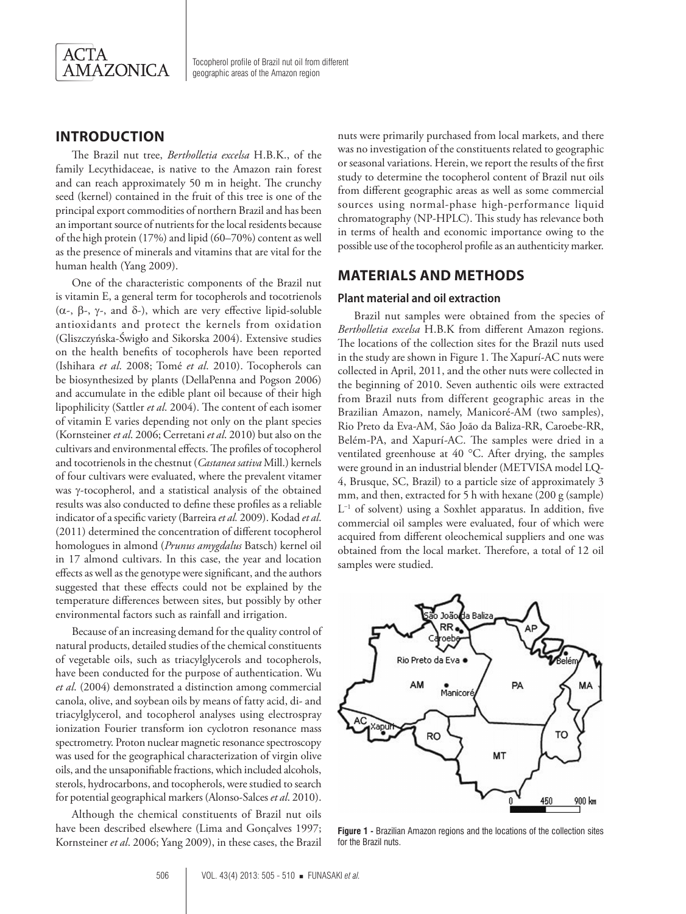## INTRODUCTION

The Brazil nut tree, *Bertholletia excelsa* H.B.K., of the family Lecythidaceae, is native to the Amazon rain forest and can reach approximately 50 m in height. The crunchy seed (kernel) contained in the fruit of this tree is one of the principal export commodities of northern Brazil and has been an important source of nutrients for the local residents because of the high protein (17%) and lipid (60–70%) content as well as the presence of minerals and vitamins that are vital for the human health (Yang 2009).

One of the characteristic components of the Brazil nut is vitamin E, a general term for tocopherols and tocotrienols ($\alpha$-, $\beta$-, $\gamma$-, and $\delta$-), which are very effective lipid-soluble antioxidants and protect the kernels from oxidation (Gliszczyńska-Świgło and Sikorska 2004). Extensive studies on the health benefits of tocopherols have been reported (Ishihara *et al*. 2008; Tomé *et al*. 2010). Tocopherols can be biosynthesized by plants (DellaPenna and Pogson 2006) and accumulate in the edible plant oil because of their high lipophilicity (Sattler *et al*. 2004). The content of each isomer of vitamin E varies depending not only on the plant species (Kornsteiner *et al*. 2006; Cerretani *et al*. 2010) but also on the cultivars and environmental effects. The profiles of tocopherol and tocotrienols in the chestnut (*Castanea sativa* Mill.) kernels of four cultivars were evaluated, where the prevalent vitamer was $\gamma$-tocopherol, and a statistical analysis of the obtained results was also conducted to define these profiles as a reliable indicator of a specific variety (Barreira *et al.* 2009). Kodad *et al*. (2011) determined the concentration of different tocopherol homologues in almond (*Prunus amygdalus* Batsch) kernel oil in 17 almond cultivars. In this case, the year and location effects as well as the genotype were significant, and the authors suggested that these effects could not be explained by the temperature differences between sites, but possibly by other environmental factors such as rainfall and irrigation.

Because of an increasing demand for the quality control of natural products, detailed studies of the chemical constituents of vegetable oils, such as triacylglycerols and tocopherols, have been conducted for the purpose of authentication. Wu *et al.* (2004) demonstrated a distinction among commercial canola, olive, and soybean oils by means of fatty acid, di- and triacylglycerol, and tocopherol analyses using electrospray ionization Fourier transform ion cyclotron resonance mass spectrometry. Proton nuclear magnetic resonance spectroscopy was used for the geographical characterization of virgin olive oils, and the unsaponifiable fractions, which included alcohols, sterols, hydrocarbons, and tocopherols, were studied to search for potential geographical markers (Alonso-Salces *et al*. 2010).

Although the chemical constituents of Brazil nut oils have been described elsewhere (Lima and Gonçalves 1997; Kornsteiner *et al*. 2006; Yang 2009), in these cases, the Brazil nuts were primarily purchased from local markets, and there was no investigation of the constituents related to geographic or seasonal variations. Herein, we report the results of the first study to determine the tocopherol content of Brazil nut oils from different geographic areas as well as some commercial sources using normal-phase high-performance liquid chromatography (NP-HPLC). This study has relevance both in terms of health and economic importance owing to the possible use of the tocopherol profile as an authenticity marker.

## MATERIALS AND METHODS

### Plant material and oil extraction

Brazil nut samples were obtained from the species of *Bertholletia excelsa* H.B.K from different Amazon regions. The locations of the collection sites for the Brazil nuts used in the study are shown in Figure 1. The Xapurí-AC nuts were collected in April, 2011, and the other nuts were collected in the beginning of 2010. Seven authentic oils were extracted from Brazil nuts from different geographic areas in the Brazilian Amazon, namely, Manicoré-AM (two samples), Rio Preto da Eva-AM, São João da Baliza-RR, Caroebe-RR, Belém-PA, and Xapurí-AC. The samples were dried in a ventilated greenhouse at 40 °C. After drying, the samples were ground in an industrial blender (METVISA model LQ-4, Brusque, SC, Brazil) to a particle size of approximately 3 mm, and then, extracted for 5 h with hexane (200 g (sample) $L^{-1}$ of solvent) using a Soxhlet apparatus. In addition, five commercial oil samples were evaluated, four of which were acquired from different oleochemical suppliers and one was obtained from the local market. Therefore, a total of 12 oil samples were studied.

**Figure 1 -** Brazilian Amazon regions and the locations of the collection sites for the Brazil nuts.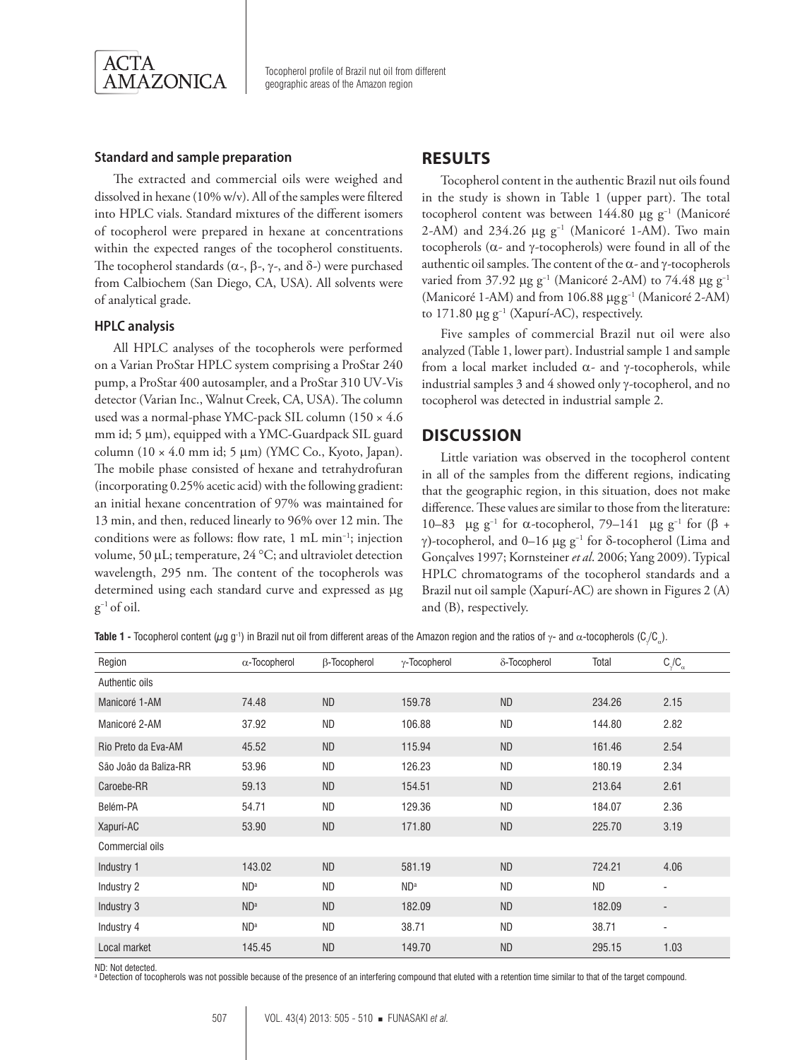### Standard and sample preparation

The extracted and commercial oils were weighed and dissolved in hexane (10% w/v). All of the samples were filtered into HPLC vials. Standard mixtures of the different isomers of tocopherol were prepared in hexane at concentrations within the expected ranges of the tocopherol constituents. The tocopherol standards (α-, β-, γ-, and δ-) were purchased from Calbiochem (San Diego, CA, USA). All solvents were of analytical grade.

### HPLC analysis

All HPLC analyses of the tocopherols were performed on a Varian ProStar HPLC system comprising a ProStar 240 pump, a ProStar 400 autosampler, and a ProStar 310 UV-Vis detector (Varian Inc., Walnut Creek, CA, USA). The column used was a normal-phase YMC-pack SIL column (150 × 4.6 mm id; 5 µm), equipped with a YMC-Guardpack SIL guard column (10 × 4.0 mm id; 5 µm) (YMC Co., Kyoto, Japan). The mobile phase consisted of hexane and tetrahydrofuran (incorporating 0.25% acetic acid) with the following gradient: an initial hexane concentration of 97% was maintained for 13 min, and then, reduced linearly to 96% over 12 min. The conditions were as follows: flow rate, 1 mL $min^{-1}$; injection volume, 50 µL; temperature, 24 °C; and ultraviolet detection wavelength, 295 nm. The content of the tocopherols was determined using each standard curve and expressed as µg $g^{-1}$ of oil.

## RESULTS

Tocopherol content in the authentic Brazil nut oils found in the study is shown in Table 1 (upper part). The total tocopherol content was between 144.80 µg $g^{-1}$ (Manicoré 2-AM) and 234.26 µg $g^{-1}$ (Manicoré 1-AM). Two main tocopherols (α- and γ-tocopherols) were found in all of the authentic oil samples. The content of the α- and γ-tocopherols varied from 37.92 µg $g^{-1}$ (Manicoré 2-AM) to 74.48 µg $g^{-1}$ (Manicoré 1-AM) and from 106.88 µg $g^{-1}$ (Manicoré 2-AM) to 171.80 µg $g^{-1}$ (Xapurí-AC), respectively.

Five samples of commercial Brazil nut oil were also analyzed (Table 1, lower part). Industrial sample 1 and sample from a local market included α- and γ-tocopherols, while industrial samples 3 and 4 showed only γ-tocopherol, and no tocopherol was detected in industrial sample 2.

## DISCUSSION

Little variation was observed in the tocopherol content in all of the samples from the different regions, indicating that the geographic region, in this situation, does not make difference. These values are similar to those from the literature: 10–83 µg $g^{-1}$ for α-tocopherol, 79–141 µg $g^{-1}$ for (β + γ)-tocopherol, and 0–16 µg $g^{-1}$ for δ-tocopherol (Lima and Gonçalves 1997; Kornsteiner *et al*. 2006; Yang 2009). Typical HPLC chromatograms of the tocopherol standards and a Brazil nut oil sample (Xapurí-AC) are shown in Figures 2 (A) and (B), respectively.

**Table 1 -** Tocopherol content (µg $g^{-1}$) in Brazil nut oil from different areas of the Amazon region and the ratios of γ- and α-tocopherols ($C_γ/C_α$).

| Region | α-Tocopherol | β-Tocopherol | γ-Tocopherol | δ-Tocopherol | Total | $C_γ/C_α$ |
|---|---|---|---|---|---|---|
| Authentic oils | | | | | | |
| Manicoré 1-AM | 74.48 | ND | 159.78 | ND | 234.26 | 2.15 |
| Manicoré 2-AM | 37.92 | ND | 106.88 | ND | 144.80 | 2.82 |
| Rio Preto da Eva-AM | 45.52 | ND | 115.94 | ND | 161.46 | 2.54 |
| São João da Baliza-RR | 53.96 | ND | 126.23 | ND | 180.19 | 2.34 |
| Caroebe-RR | 59.13 | ND | 154.51 | ND | 213.64 | 2.61 |
| Belém-PA | 54.71 | ND | 129.36 | ND | 184.07 | 2.36 |
| Xapurí-AC | 53.90 | ND | 171.80 | ND | 225.70 | 3.19 |
| Commercial oils | | | | | | |
| Industry 1 | 143.02 | ND | 581.19 | ND | 724.21 | 4.06 |
| Industry 2 | ND[a] | ND | ND[a] | ND | ND | - |
| Industry 3 | ND[a] | ND | 182.09 | ND | 182.09 | - |
| Industry 4 | ND[a] | ND | 38.71 | ND | 38.71 | - |
| Local market | 145.45 | ND | 149.70 | ND | 295.15 | 1.03 |

ND: Not detected.
[a] Detection of tocopherols was not possible because of the presence of an interfering compound that eluted with a retention time similar to that of the target compound.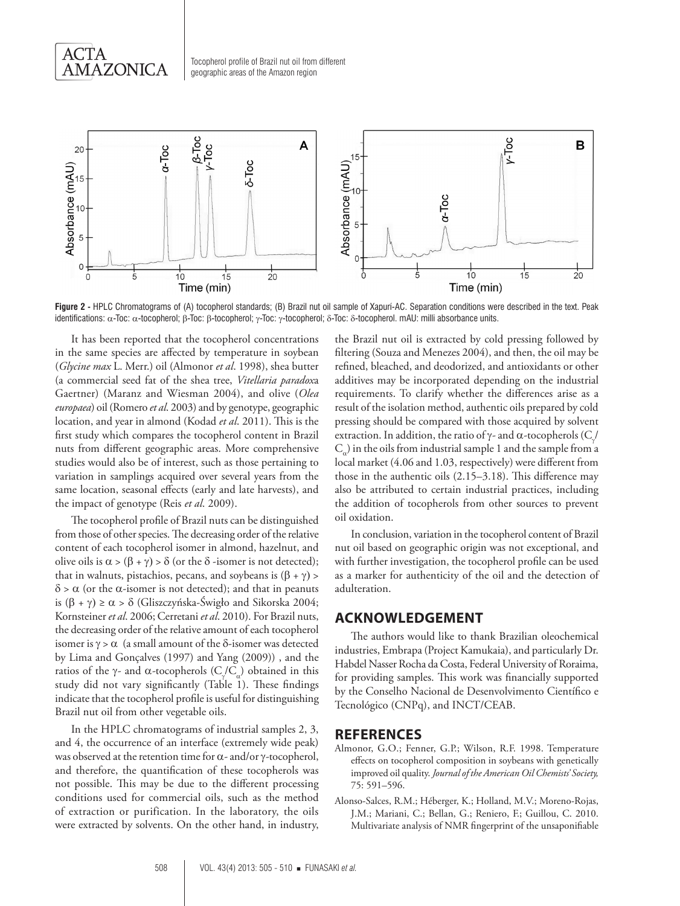**Figure 2 -** HPLC Chromatograms of (A) tocopherol standards; (B) Brazil nut oil sample of Xapurí-AC. Separation conditions were described in the text. Peak identifications: α-Toc: α-tocopherol; β-Toc: β-tocopherol; γ-Toc: γ-tocopherol; δ-Toc: δ-tocopherol. mAU: milli absorbance units.

It has been reported that the tocopherol concentrations in the same species are affected by temperature in soybean (*Glycine max* L. Merr.) oil (Almonor *et al*. 1998), shea butter (a commercial seed fat of the shea tree, *Vitellaria paradoxa* Gaertner) (Maranz and Wiesman 2004), and olive (*Olea europaea*) oil (Romero *et al*. 2003) and by genotype, geographic location, and year in almond (Kodad *et al*. 2011). This is the first study which compares the tocopherol content in Brazil nuts from different geographic areas. More comprehensive studies would also be of interest, such as those pertaining to variation in samplings acquired over several years from the same location, seasonal effects (early and late harvests), and the impact of genotype (Reis *et al*. 2009).

The tocopherol profile of Brazil nuts can be distinguished from those of other species. The decreasing order of the relative content of each tocopherol isomer in almond, hazelnut, and olive oils is $\alpha > (\beta + \gamma) > \delta$ (or the δ -isomer is not detected); that in walnuts, pistachios, pecans, and soybeans is $(\beta + \gamma) > \delta > \alpha$ (or the α-isomer is not detected); and that in peanuts is $(\beta + \gamma) \geq \alpha > \delta$ (Gliszczyńska-Świgło and Sikorska 2004; Kornsteiner *et al*. 2006; Cerretani *et al*. 2010). For Brazil nuts, the decreasing order of the relative amount of each tocopherol isomer is $\gamma > \alpha$ (a small amount of the δ-isomer was detected by Lima and Gonçalves (1997) and Yang (2009)) , and the ratios of the γ- and α-tocopherols ($C_\gamma/C_\alpha$) obtained in this study did not vary significantly (Table 1). These findings indicate that the tocopherol profile is useful for distinguishing Brazil nut oil from other vegetable oils.

In the HPLC chromatograms of industrial samples 2, 3, and 4, the occurrence of an interface (extremely wide peak) was observed at the retention time for α- and/or γ-tocopherol, and therefore, the quantification of these tocopherols was not possible. This may be due to the different processing conditions used for commercial oils, such as the method of extraction or purification. In the laboratory, the oils were extracted by solvents. On the other hand, in industry, the Brazil nut oil is extracted by cold pressing followed by filtering (Souza and Menezes 2004), and then, the oil may be refined, bleached, and deodorized, and antioxidants or other additives may be incorporated depending on the industrial requirements. To clarify whether the differences arise as a result of the isolation method, authentic oils prepared by cold pressing should be compared with those acquired by solvent extraction. In addition, the ratio of γ- and α-tocopherols ($C_\gamma/C_\alpha$) in the oils from industrial sample 1 and the sample from a local market (4.06 and 1.03, respectively) were different from those in the authentic oils (2.15–3.18). This difference may also be attributed to certain industrial practices, including the addition of tocopherols from other sources to prevent oil oxidation.

In conclusion, variation in the tocopherol content of Brazil nut oil based on geographic origin was not exceptional, and with further investigation, the tocopherol profile can be used as a marker for authenticity of the oil and the detection of adulteration.

## ACKNOWLEDGEMENT

The authors would like to thank Brazilian oleochemical industries, Embrapa (Project Kamukaia), and particularly Dr. Habdel Nasser Rocha da Costa, Federal University of Roraima, for providing samples. This work was financially supported by the Conselho Nacional de Desenvolvimento Científico e Tecnológico (CNPq), and INCT/CEAB.

## REFERENCES

Almonor, G.O.; Fenner, G.P.; Wilson, R.F. 1998. Temperature effects on tocopherol composition in soybeans with genetically improved oil quality. *Journal of the American Oil Chemists' Society,* 75: 591–596.

Alonso-Salces, R.M.; Héberger, K.; Holland, M.V.; Moreno-Rojas, J.M.; Mariani, C.; Bellan, G.; Reniero, F.; Guillou, C. 2010. Multivariate analysis of NMR fingerprint of the unsaponifiable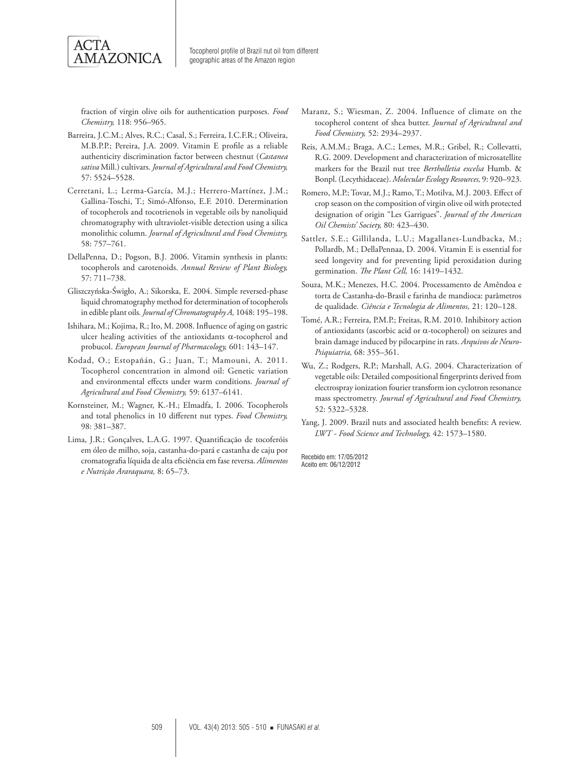fraction of virgin olive oils for authentication purposes. *Food Chemistry,* 118: 956–965.

Barreira, J.C.M.; Alves, R.C.; Casal, S.; Ferreira, I.C.F.R.; Oliveira, M.B.P.P.; Pereira, J.A. 2009. Vitamin E profile as a reliable authenticity discrimination factor between chestnut (*Castanea sativa* Mill.) cultivars. *Journal of Agricultural and Food Chemistry,* 57: 5524–5528.

Cerretani, L.; Lerma-García, M.J.; Herrero-Martínez, J.M.; Gallina-Toschi, T.; Simó-Alfonso, E.F. 2010. Determination of tocopherols and tocotrienols in vegetable oils by nanoliquid chromatography with ultraviolet-visible detection using a silica monolithic column. *Journal of Agricultural and Food Chemistry,* 58: 757–761.

DellaPenna, D.; Pogson, B.J. 2006. Vitamin synthesis in plants: tocopherols and carotenoids. *Annual Review of Plant Biology,* 57: 711–738.

Gliszczyńska-Świgło, A.; Sikorska, E. 2004. Simple reversed-phase liquid chromatography method for determination of tocopherols in edible plant oils. *Journal of Chromatography A,* 1048: 195–198.

Ishihara, M.; Kojima, R.; Ito, M. 2008. Influence of aging on gastric ulcer healing activities of the antioxidants α-tocopherol and probucol. *European Journal of Pharmacology,* 601: 143–147.

Kodad, O.; Estopañán, G.; Juan, T.; Mamouni, A. 2011. Tocopherol concentration in almond oil: Genetic variation and environmental effects under warm conditions. *Journal of Agricultural and Food Chemistry,* 59: 6137–6141.

Kornsteiner, M.; Wagner, K.-H.; Elmadfa, I. 2006. Tocopherols and total phenolics in 10 different nut types. *Food Chemistry,* 98: 381–387.

Lima, J.R.; Gonçalves, L.A.G. 1997. Quantificação de tocoferóis em óleo de milho, soja, castanha-do-pará e castanha de caju por cromatografia líquida de alta eficiência em fase reversa. *Alimentos e Nutrição Araraquara,* 8: 65–73.

Maranz, S.; Wiesman, Z. 2004. Influence of climate on the tocopherol content of shea butter. *Journal of Agricultural and Food Chemistry,* 52: 2934–2937.

Reis, A.M.M.; Braga, A.C.; Lemes, M.R.; Gribel, R.; Collevatti, R.G. 2009. Development and characterization of microsatellite markers for the Brazil nut tree *Bertholletia excelsa* Humb. & Bonpl. (Lecythidaceae). *Molecular Ecology Resources,* 9: 920–923.

Romero, M.P.; Tovar, M.J.; Ramo, T.; Motilva, M.J. 2003. Effect of crop season on the composition of virgin olive oil with protected designation of origin "Les Garrigues". *Journal of the American Oil Chemists' Society,* 80: 423–430.

Sattler, S.E.; Gillilanda, L.U.; Magallanes-Lundbacka, M.; Pollardb, M.; DellaPennaa, D. 2004. Vitamin E is essential for seed longevity and for preventing lipid peroxidation during germination. *The Plant Cell,* 16: 1419–1432.

Souza, M.K.; Menezes, H.C. 2004. Processamento de Amêndoa e torta de Castanha-do-Brasil e farinha de mandioca: parâmetros de qualidade. *Ciência e Tecnologia de Alimentos,* 21: 120–128.

Tomé, A.R.; Ferreira, P.M.P.; Freitas, R.M. 2010. Inhibitory action of antioxidants (ascorbic acid or α-tocopherol) on seizures and brain damage induced by pilocarpine in rats. *Arquivos de Neuro-Psiquiatria,* 68: 355–361.

Wu, Z.; Rodgers, R.P.; Marshall, A.G. 2004. Characterization of vegetable oils: Detailed compositional fingerprints derived from electrospray ionization fourier transform ion cyclotron resonance mass spectrometry. *Journal of Agricultural and Food Chemistry,* 52: 5322–5328.

Yang, J. 2009. Brazil nuts and associated health benefits: A review. *LWT - Food Science and Technology,* 42: 1573–1580.

Recebido em: 17/05/2012
Aceito em: 06/12/2012